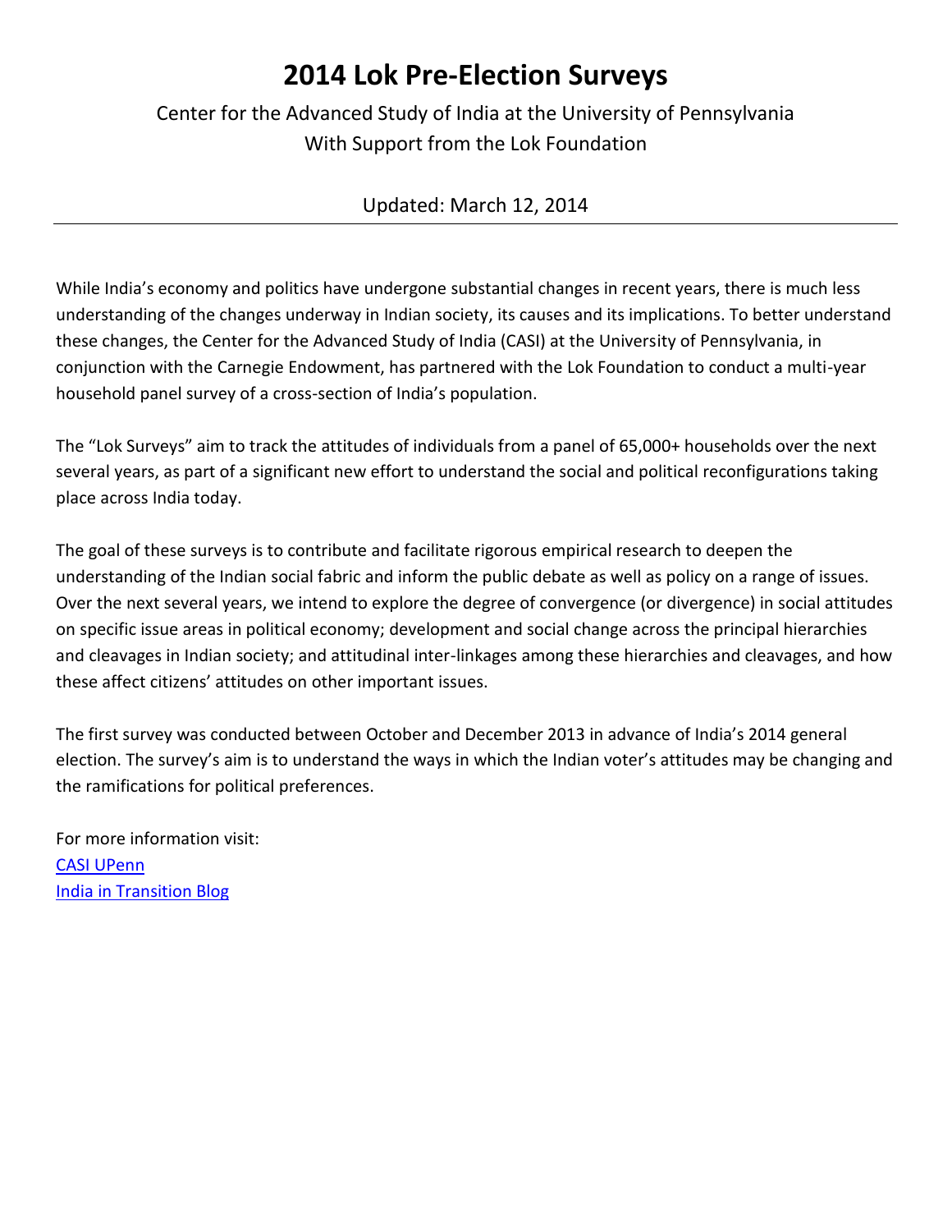# 2014 Lok Pre-Election Surveys

Center for the Advanced Study of India at the University of Pennsylvania
With Support from the Lok Foundation

Updated: March 12, 2014

---

While India's economy and politics have undergone substantial changes in recent years, there is much less understanding of the changes underway in Indian society, its causes and its implications. To better understand these changes, the Center for the Advanced Study of India (CASI) at the University of Pennsylvania, in conjunction with the Carnegie Endowment, has partnered with the Lok Foundation to conduct a multi-year household panel survey of a cross-section of India's population.

The "Lok Surveys" aim to track the attitudes of individuals from a panel of 65,000+ households over the next several years, as part of a significant new effort to understand the social and political reconfigurations taking place across India today.

The goal of these surveys is to contribute and facilitate rigorous empirical research to deepen the understanding of the Indian social fabric and inform the public debate as well as policy on a range of issues. Over the next several years, we intend to explore the degree of convergence (or divergence) in social attitudes on specific issue areas in political economy; development and social change across the principal hierarchies and cleavages in Indian society; and attitudinal inter-linkages among these hierarchies and cleavages, and how these affect citizens' attitudes on other important issues.

The first survey was conducted between October and December 2013 in advance of India's 2014 general election. The survey's aim is to understand the ways in which the Indian voter's attitudes may be changing and the ramifications for political preferences.

For more information visit:
CASI UPenn
India in Transition Blog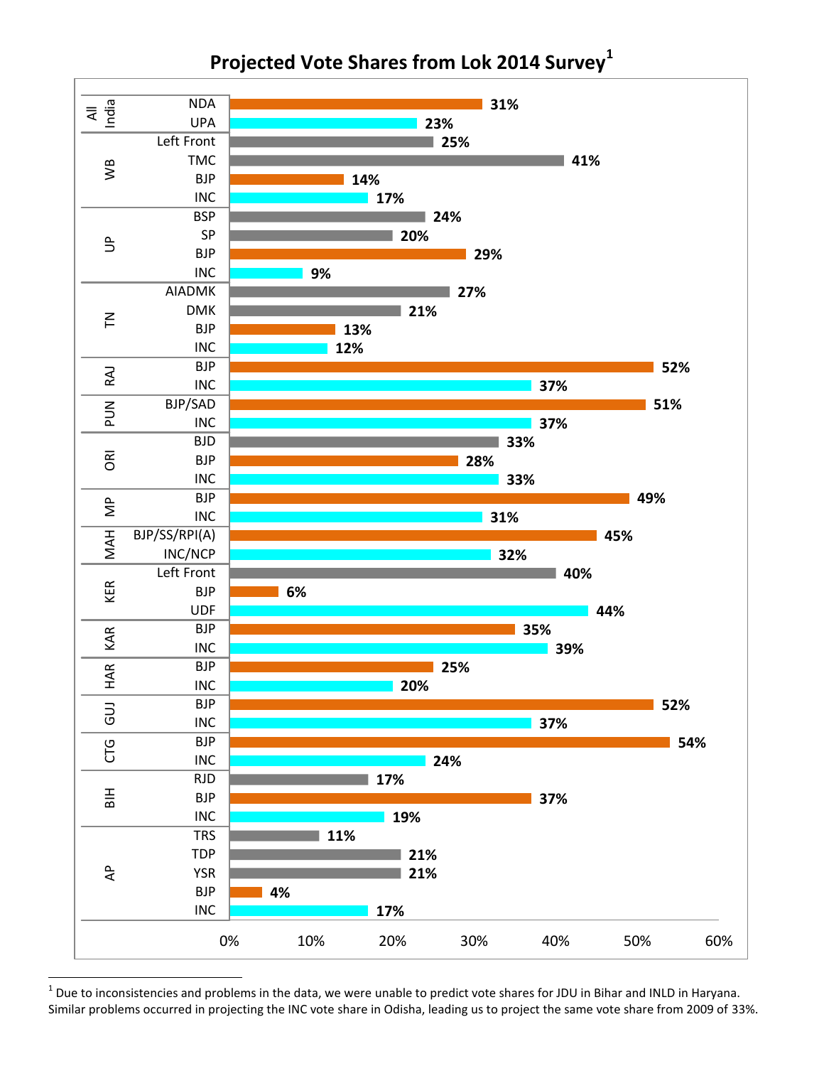## Projected Vote Shares from Lok 2014 Survey[1]

| Region | Party | Vote Share |
|---|---|---|
| All India | NDA | 31% |
| | UPA | 23% |
| WB | Left Front | 25% |
| | TMC | 41% |
| | BJP | 14% |
| | INC | 17% |
| UP | BSP | 24% |
| | SP | 20% |
| | BJP | 29% |
| | INC | 9% |
| TN | AIADMK | 27% |
| | DMK | 21% |
| | BJP | 13% |
| | INC | 12% |
| RAJ | BJP | 52% |
| | INC | 37% |
| PUN | BJP/SAD | 51% |
| | INC | 37% |
| ORI | BJD | 33% |
| | BJP | 28% |
| | INC | 33% |
| MP | BJP | 49% |
| | INC | 31% |
| MAH | BJP/SS/RPI(A) | 45% |
| | INC/NCP | 32% |
| KER | Left Front | 40% |
| | BJP | 6% |
| | UDF | 44% |
| KAR | BJP | 35% |
| | INC | 39% |
| HAR | BJP | 25% |
| | INC | 20% |
| GUJ | BJP | 52% |
| | INC | 37% |
| CTG | BJP | 54% |
| | INC | 24% |
| BIH | RJD | 17% |
| | BJP | 37% |
| | INC | 19% |
| AP | TRS | 11% |
| | TDP | 21% |
| | YSR | 21% |
| | BJP | 4% |
| | INC | 17% |

[1] Due to inconsistencies and problems in the data, we were unable to predict vote shares for JDU in Bihar and INLD in Haryana. Similar problems occurred in projecting the INC vote share in Odisha, leading us to project the same vote share from 2009 of 33%.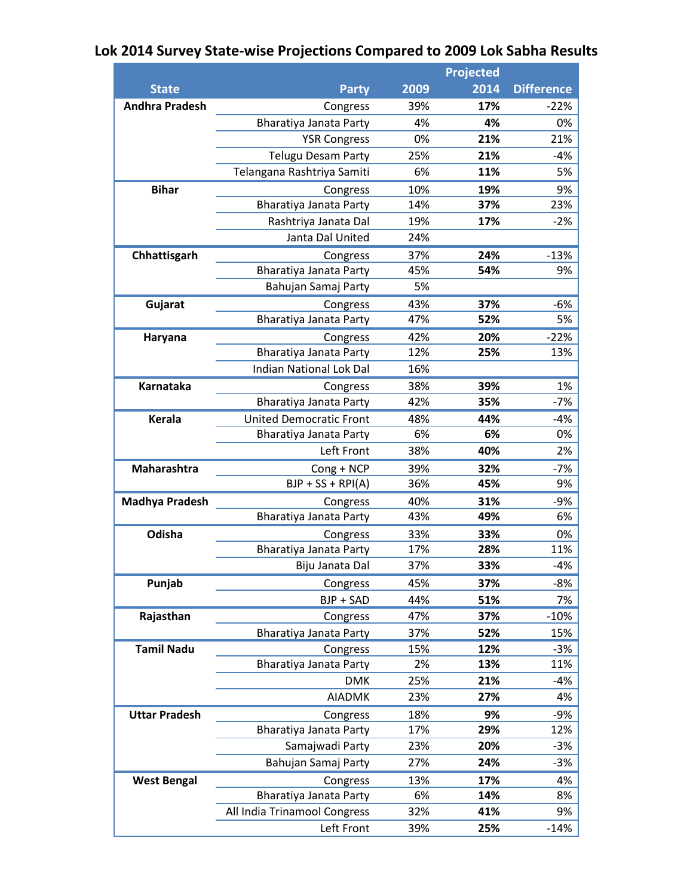# Lok 2014 Survey State-wise Projections Compared to 2009 Lok Sabha Results

| State | Party | 2009 | Projected 2014 | Difference |
|---|---|---|---|---|
| **Andhra Pradesh** | Congress | 39% | **17%** | -22% |
| | Bharatiya Janata Party | 4% | **4%** | 0% |
| | YSR Congress | 0% | **21%** | 21% |
| | Telugu Desam Party | 25% | **21%** | -4% |
| | Telangana Rashtriya Samiti | 6% | **11%** | 5% |
| **Bihar** | Congress | 10% | **19%** | 9% |
| | Bharatiya Janata Party | 14% | **37%** | 23% |
| | Rashtriya Janata Dal | 19% | **17%** | -2% |
| | Janta Dal United | 24% | | |
| **Chhattisgarh** | Congress | 37% | **24%** | -13% |
| | Bharatiya Janata Party | 45% | **54%** | 9% |
| | Bahujan Samaj Party | 5% | | |
| **Gujarat** | Congress | 43% | **37%** | -6% |
| | Bharatiya Janata Party | 47% | **52%** | 5% |
| **Haryana** | Congress | 42% | **20%** | -22% |
| | Bharatiya Janata Party | 12% | **25%** | 13% |
| | Indian National Lok Dal | 16% | | |
| **Karnataka** | Congress | 38% | **39%** | 1% |
| | Bharatiya Janata Party | 42% | **35%** | -7% |
| **Kerala** | United Democratic Front | 48% | **44%** | -4% |
| | Bharatiya Janata Party | 6% | **6%** | 0% |
| | Left Front | 38% | **40%** | 2% |
| **Maharashtra** | Cong + NCP | 39% | **32%** | -7% |
| | BJP + SS + RPI(A) | 36% | **45%** | 9% |
| **Madhya Pradesh** | Congress | 40% | **31%** | -9% |
| | Bharatiya Janata Party | 43% | **49%** | 6% |
| **Odisha** | Congress | 33% | **33%** | 0% |
| | Bharatiya Janata Party | 17% | **28%** | 11% |
| | Biju Janata Dal | 37% | **33%** | -4% |
| **Punjab** | Congress | 45% | **37%** | -8% |
| | BJP + SAD | 44% | **51%** | 7% |
| **Rajasthan** | Congress | 47% | **37%** | -10% |
| | Bharatiya Janata Party | 37% | **52%** | 15% |
| **Tamil Nadu** | Congress | 15% | **12%** | -3% |
| | Bharatiya Janata Party | 2% | **13%** | 11% |
| | DMK | 25% | **21%** | -4% |
| | AIADMK | 23% | **27%** | 4% |
| **Uttar Pradesh** | Congress | 18% | **9%** | -9% |
| | Bharatiya Janata Party | 17% | **29%** | 12% |
| | Samajwadi Party | 23% | **20%** | -3% |
| | Bahujan Samaj Party | 27% | **24%** | -3% |
| **West Bengal** | Congress | 13% | **17%** | 4% |
| | Bharatiya Janata Party | 6% | **14%** | 8% |
| | All India Trinamool Congress | 32% | **41%** | 9% |
| | Left Front | 39% | **25%** | -14% |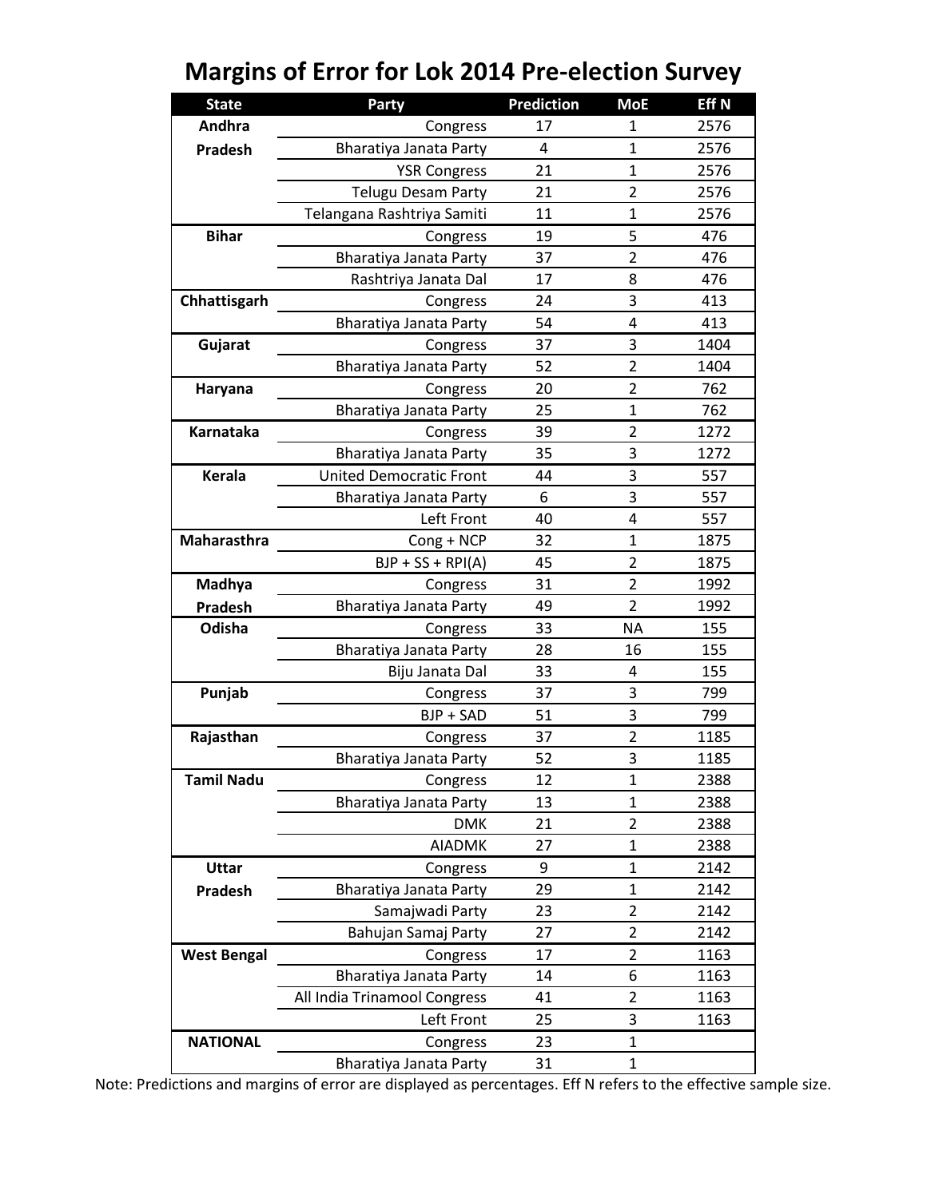# Margins of Error for Lok 2014 Pre-election Survey

| State | Party | Prediction | MoE | Eff N |
|---|---|---|---|---|
| **Andhra Pradesh** | Congress | 17 | 1 | 2576 |
| | Bharatiya Janata Party | 4 | 1 | 2576 |
| | YSR Congress | 21 | 1 | 2576 |
| | Telugu Desam Party | 21 | 2 | 2576 |
| | Telangana Rashtriya Samiti | 11 | 1 | 2576 |
| **Bihar** | Congress | 19 | 5 | 476 |
| | Bharatiya Janata Party | 37 | 2 | 476 |
| | Rashtriya Janata Dal | 17 | 8 | 476 |
| **Chhattisgarh** | Congress | 24 | 3 | 413 |
| | Bharatiya Janata Party | 54 | 4 | 413 |
| **Gujarat** | Congress | 37 | 3 | 1404 |
| | Bharatiya Janata Party | 52 | 2 | 1404 |
| **Haryana** | Congress | 20 | 2 | 762 |
| | Bharatiya Janata Party | 25 | 1 | 762 |
| **Karnataka** | Congress | 39 | 2 | 1272 |
| | Bharatiya Janata Party | 35 | 3 | 1272 |
| **Kerala** | United Democratic Front | 44 | 3 | 557 |
| | Bharatiya Janata Party | 6 | 3 | 557 |
| | Left Front | 40 | 4 | 557 |
| **Maharasthra** | Cong + NCP | 32 | 1 | 1875 |
| | BJP + SS + RPI(A) | 45 | 2 | 1875 |
| **Madhya Pradesh** | Congress | 31 | 2 | 1992 |
| | Bharatiya Janata Party | 49 | 2 | 1992 |
| **Odisha** | Congress | 33 | NA | 155 |
| | Bharatiya Janata Party | 28 | 16 | 155 |
| | Biju Janata Dal | 33 | 4 | 155 |
| **Punjab** | Congress | 37 | 3 | 799 |
| | BJP + SAD | 51 | 3 | 799 |
| **Rajasthan** | Congress | 37 | 2 | 1185 |
| | Bharatiya Janata Party | 52 | 3 | 1185 |
| **Tamil Nadu** | Congress | 12 | 1 | 2388 |
| | Bharatiya Janata Party | 13 | 1 | 2388 |
| | DMK | 21 | 2 | 2388 |
| | AIADMK | 27 | 1 | 2388 |
| **Uttar Pradesh** | Congress | 9 | 1 | 2142 |
| | Bharatiya Janata Party | 29 | 1 | 2142 |
| | Samajwadi Party | 23 | 2 | 2142 |
| | Bahujan Samaj Party | 27 | 2 | 2142 |
| **West Bengal** | Congress | 17 | 2 | 1163 |
| | Bharatiya Janata Party | 14 | 6 | 1163 |
| | All India Trinamool Congress | 41 | 2 | 1163 |
| | Left Front | 25 | 3 | 1163 |
| **NATIONAL** | Congress | 23 | 1 | |
| | Bharatiya Janata Party | 31 | 1 | |

Note: Predictions and margins of error are displayed as percentages. Eff N refers to the effective sample size.